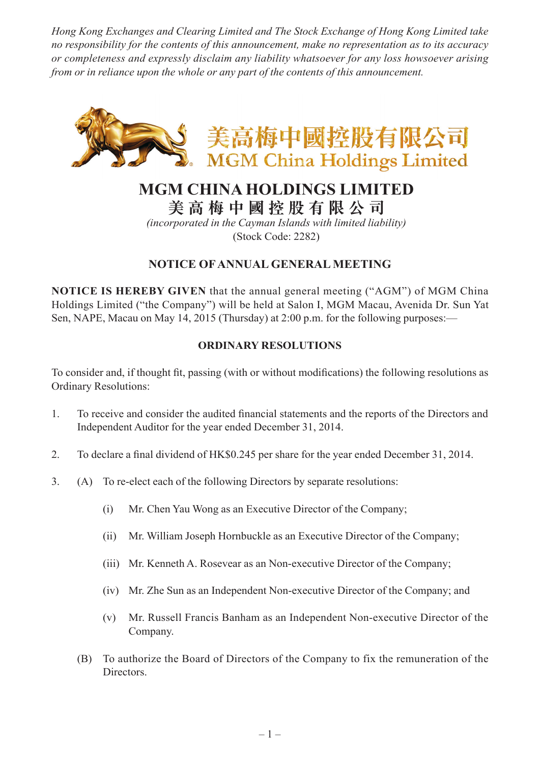*Hong Kong Exchanges and Clearing Limited and The Stock Exchange of Hong Kong Limited take no responsibility for the contents of this announcement, make no representation as to its accuracy or completeness and expressly disclaim any liability whatsoever for any loss howsoever arising from or in reliance upon the whole or any part of the contents of this announcement.*

美高梅中國控股有限公司
MGM China Holdings Limited

# MGM CHINA HOLDINGS LIMITED
# 美 高 梅 中 國 控 股 有 限 公 司

*(incorporated in the Cayman Islands with limited liability)*
(Stock Code: 2282)

## NOTICE OF ANNUAL GENERAL MEETING

**NOTICE IS HEREBY GIVEN** that the annual general meeting ("AGM") of MGM China Holdings Limited ("the Company") will be held at Salon I, MGM Macau, Avenida Dr. Sun Yat Sen, NAPE, Macau on May 14, 2015 (Thursday) at 2:00 p.m. for the following purposes:—

### ORDINARY RESOLUTIONS

To consider and, if thought fit, passing (with or without modifications) the following resolutions as Ordinary Resolutions:

1. To receive and consider the audited financial statements and the reports of the Directors and Independent Auditor for the year ended December 31, 2014.

2. To declare a final dividend of HK$0.245 per share for the year ended December 31, 2014.

3. (A) To re-elect each of the following Directors by separate resolutions:

   (i) Mr. Chen Yau Wong as an Executive Director of the Company;

   (ii) Mr. William Joseph Hornbuckle as an Executive Director of the Company;

   (iii) Mr. Kenneth A. Rosevear as an Non-executive Director of the Company;

   (iv) Mr. Zhe Sun as an Independent Non-executive Director of the Company; and

   (v) Mr. Russell Francis Banham as an Independent Non-executive Director of the Company.

   (B) To authorize the Board of Directors of the Company to fix the remuneration of the Directors.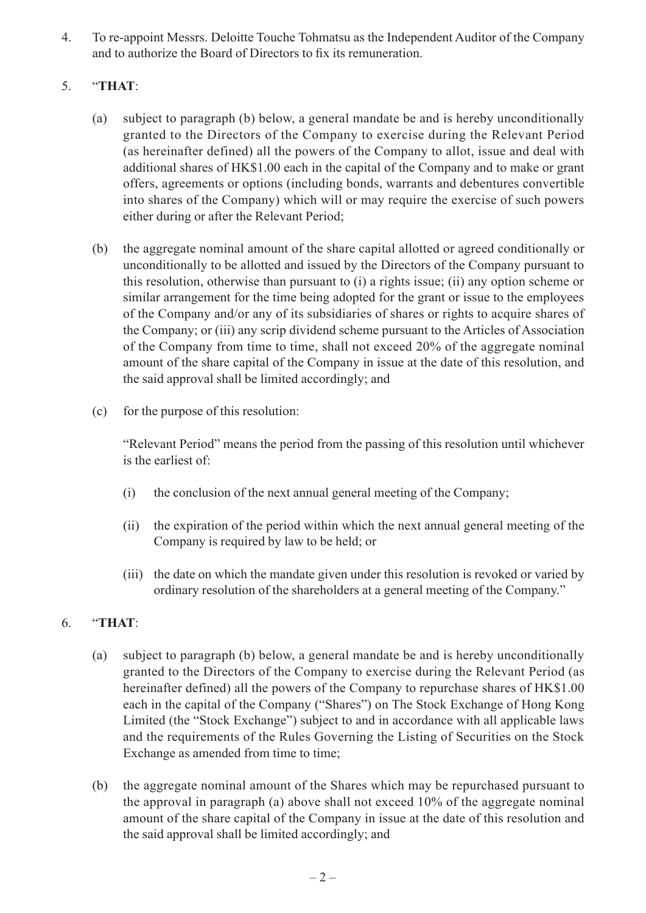4. To re-appoint Messrs. Deloitte Touche Tohmatsu as the Independent Auditor of the Company and to authorize the Board of Directors to fix its remuneration.

5. "**THAT**:

   (a) subject to paragraph (b) below, a general mandate be and is hereby unconditionally granted to the Directors of the Company to exercise during the Relevant Period (as hereinafter defined) all the powers of the Company to allot, issue and deal with additional shares of HK$1.00 each in the capital of the Company and to make or grant offers, agreements or options (including bonds, warrants and debentures convertible into shares of the Company) which will or may require the exercise of such powers either during or after the Relevant Period;

   (b) the aggregate nominal amount of the share capital allotted or agreed conditionally or unconditionally to be allotted and issued by the Directors of the Company pursuant to this resolution, otherwise than pursuant to (i) a rights issue; (ii) any option scheme or similar arrangement for the time being adopted for the grant or issue to the employees of the Company and/or any of its subsidiaries of shares or rights to acquire shares of the Company; or (iii) any scrip dividend scheme pursuant to the Articles of Association of the Company from time to time, shall not exceed 20% of the aggregate nominal amount of the share capital of the Company in issue at the date of this resolution, and the said approval shall be limited accordingly; and

   (c) for the purpose of this resolution:

   "Relevant Period" means the period from the passing of this resolution until whichever is the earliest of:

   (i) the conclusion of the next annual general meeting of the Company;

   (ii) the expiration of the period within which the next annual general meeting of the Company is required by law to be held; or

   (iii) the date on which the mandate given under this resolution is revoked or varied by ordinary resolution of the shareholders at a general meeting of the Company."

6. "**THAT**:

   (a) subject to paragraph (b) below, a general mandate be and is hereby unconditionally granted to the Directors of the Company to exercise during the Relevant Period (as hereinafter defined) all the powers of the Company to repurchase shares of HK$1.00 each in the capital of the Company ("Shares") on The Stock Exchange of Hong Kong Limited (the "Stock Exchange") subject to and in accordance with all applicable laws and the requirements of the Rules Governing the Listing of Securities on the Stock Exchange as amended from time to time;

   (b) the aggregate nominal amount of the Shares which may be repurchased pursuant to the approval in paragraph (a) above shall not exceed 10% of the aggregate nominal amount of the share capital of the Company in issue at the date of this resolution and the said approval shall be limited accordingly; and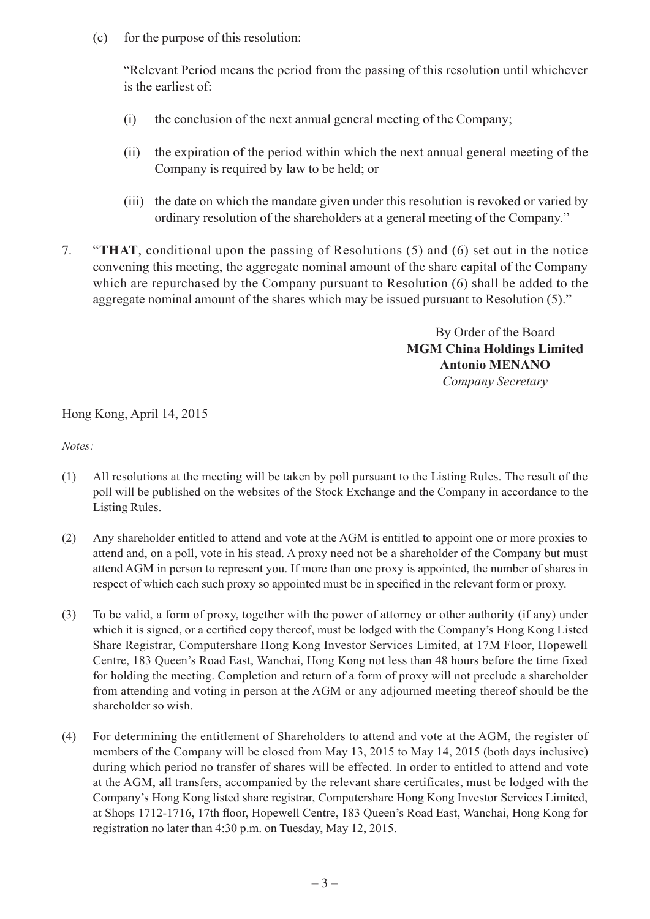(c) for the purpose of this resolution:

"Relevant Period means the period from the passing of this resolution until whichever is the earliest of:

(i) the conclusion of the next annual general meeting of the Company;

(ii) the expiration of the period within which the next annual general meeting of the Company is required by law to be held; or

(iii) the date on which the mandate given under this resolution is revoked or varied by ordinary resolution of the shareholders at a general meeting of the Company."

7. "**THAT**, conditional upon the passing of Resolutions (5) and (6) set out in the notice convening this meeting, the aggregate nominal amount of the share capital of the Company which are repurchased by the Company pursuant to Resolution (6) shall be added to the aggregate nominal amount of the shares which may be issued pursuant to Resolution (5)."

By Order of the Board
**MGM China Holdings Limited**
**Antonio MENANO**
*Company Secretary*

Hong Kong, April 14, 2015

*Notes:*

(1) All resolutions at the meeting will be taken by poll pursuant to the Listing Rules. The result of the poll will be published on the websites of the Stock Exchange and the Company in accordance to the Listing Rules.

(2) Any shareholder entitled to attend and vote at the AGM is entitled to appoint one or more proxies to attend and, on a poll, vote in his stead. A proxy need not be a shareholder of the Company but must attend AGM in person to represent you. If more than one proxy is appointed, the number of shares in respect of which each such proxy so appointed must be in specified in the relevant form or proxy.

(3) To be valid, a form of proxy, together with the power of attorney or other authority (if any) under which it is signed, or a certified copy thereof, must be lodged with the Company's Hong Kong Listed Share Registrar, Computershare Hong Kong Investor Services Limited, at 17M Floor, Hopewell Centre, 183 Queen's Road East, Wanchai, Hong Kong not less than 48 hours before the time fixed for holding the meeting. Completion and return of a form of proxy will not preclude a shareholder from attending and voting in person at the AGM or any adjourned meeting thereof should be the shareholder so wish.

(4) For determining the entitlement of Shareholders to attend and vote at the AGM, the register of members of the Company will be closed from May 13, 2015 to May 14, 2015 (both days inclusive) during which period no transfer of shares will be effected. In order to entitled to attend and vote at the AGM, all transfers, accompanied by the relevant share certificates, must be lodged with the Company's Hong Kong listed share registrar, Computershare Hong Kong Investor Services Limited, at Shops 1712-1716, 17th floor, Hopewell Centre, 183 Queen's Road East, Wanchai, Hong Kong for registration no later than 4:30 p.m. on Tuesday, May 12, 2015.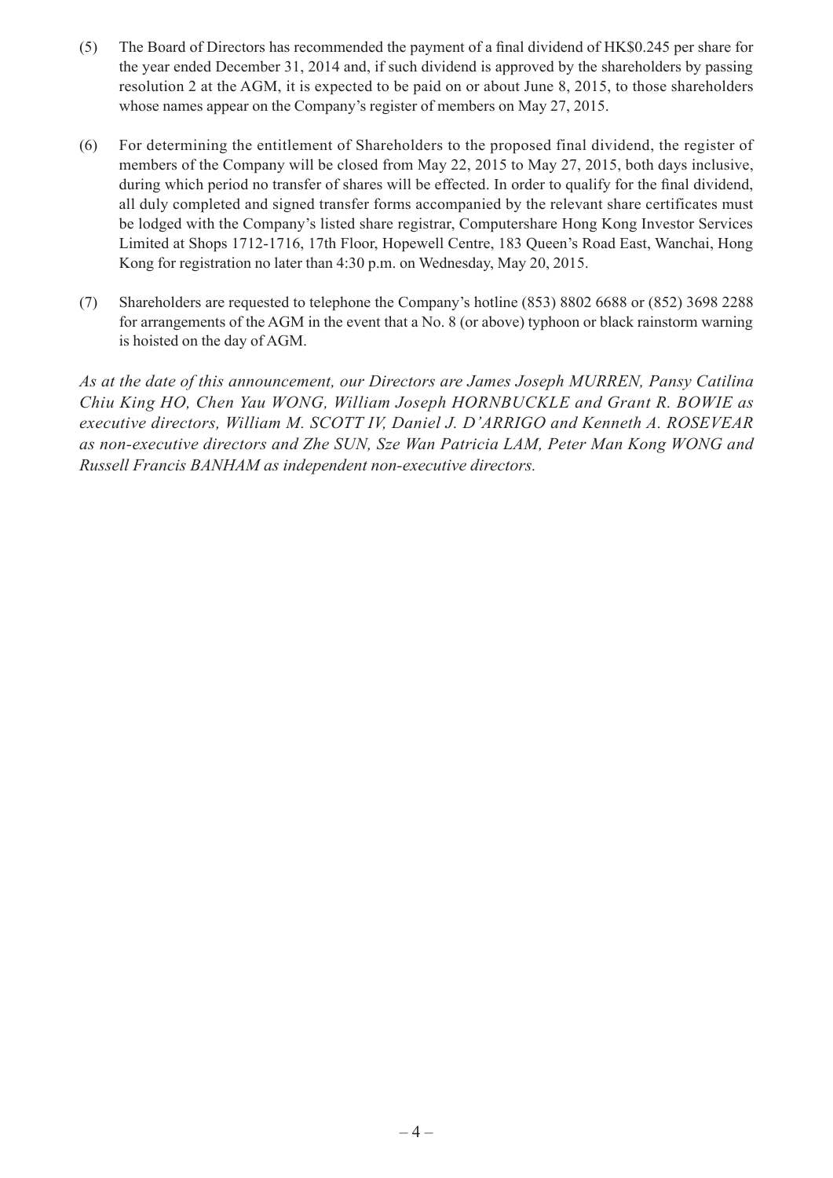(5) The Board of Directors has recommended the payment of a final dividend of HK$0.245 per share for the year ended December 31, 2014 and, if such dividend is approved by the shareholders by passing resolution 2 at the AGM, it is expected to be paid on or about June 8, 2015, to those shareholders whose names appear on the Company's register of members on May 27, 2015.

(6) For determining the entitlement of Shareholders to the proposed final dividend, the register of members of the Company will be closed from May 22, 2015 to May 27, 2015, both days inclusive, during which period no transfer of shares will be effected. In order to qualify for the final dividend, all duly completed and signed transfer forms accompanied by the relevant share certificates must be lodged with the Company's listed share registrar, Computershare Hong Kong Investor Services Limited at Shops 1712-1716, 17th Floor, Hopewell Centre, 183 Queen's Road East, Wanchai, Hong Kong for registration no later than 4:30 p.m. on Wednesday, May 20, 2015.

(7) Shareholders are requested to telephone the Company's hotline (853) 8802 6688 or (852) 3698 2288 for arrangements of the AGM in the event that a No. 8 (or above) typhoon or black rainstorm warning is hoisted on the day of AGM.

*As at the date of this announcement, our Directors are James Joseph MURREN, Pansy Catilina Chiu King HO, Chen Yau WONG, William Joseph HORNBUCKLE and Grant R. BOWIE as executive directors, William M. SCOTT IV, Daniel J. D'ARRIGO and Kenneth A. ROSEVEAR as non-executive directors and Zhe SUN, Sze Wan Patricia LAM, Peter Man Kong WONG and Russell Francis BANHAM as independent non-executive directors.*